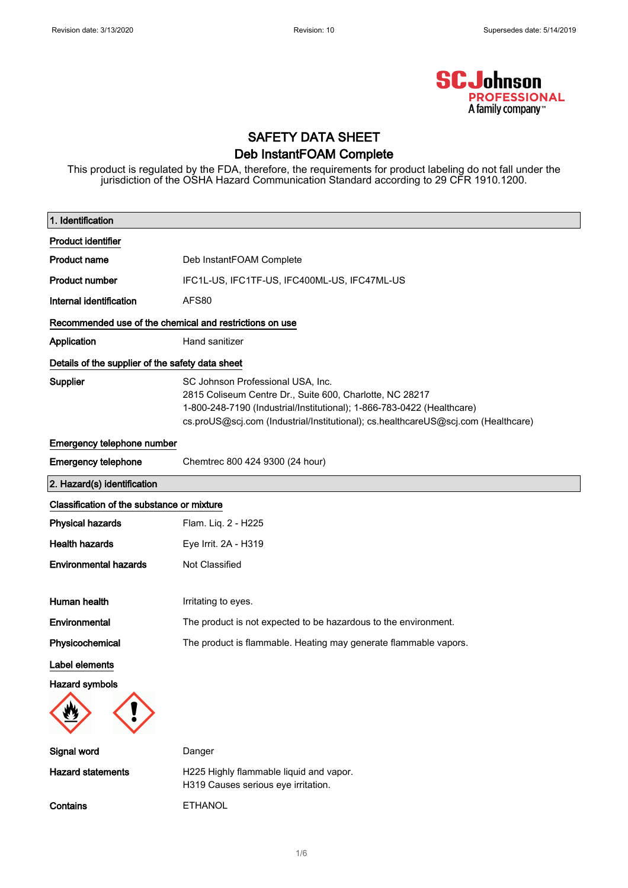# SAFETY DATA SHEET

## Deb InstantFOAM Complete

This product is regulated by the FDA, therefore, the requirements for product labeling do not fall under the jurisdiction of the OSHA Hazard Communication Standard according to 29 CFR 1910.1200.

## 1. Identification

**Product identifier**

| | |
|---|---|
| **Product name** | Deb InstantFOAM Complete |
| **Product number** | IFC1L-US, IFC1TF-US, IFC400ML-US, IFC47ML-US |
| **Internal identification** | AFS80 |

**Recommended use of the chemical and restrictions on use**

| | |
|---|---|
| **Application** | Hand sanitizer |

**Details of the supplier of the safety data sheet**

| | |
|---|---|
| **Supplier** | SC Johnson Professional USA, Inc.<br>2815 Coliseum Centre Dr., Suite 600, Charlotte, NC 28217<br>1-800-248-7190 (Industrial/Institutional); 1-866-783-0422 (Healthcare)<br>cs.proUS@scj.com (Industrial/Institutional); cs.healthcareUS@scj.com (Healthcare) |

**Emergency telephone number**

| | |
|---|---|
| **Emergency telephone** | Chemtrec 800 424 9300 (24 hour) |

## 2. Hazard(s) identification

**Classification of the substance or mixture**

| | |
|---|---|
| **Physical hazards** | Flam. Liq. 2 - H225 |
| **Health hazards** | Eye Irrit. 2A - H319 |
| **Environmental hazards** | Not Classified |
| **Human health** | Irritating to eyes. |
| **Environmental** | The product is not expected to be hazardous to the environment. |
| **Physicochemical** | The product is flammable. Heating may generate flammable vapors. |

**Label elements**

**Hazard symbols**

| | |
|---|---|
| **Signal word** | Danger |
| **Hazard statements** | H225 Highly flammable liquid and vapor.<br>H319 Causes serious eye irritation. |
| **Contains** | ETHANOL |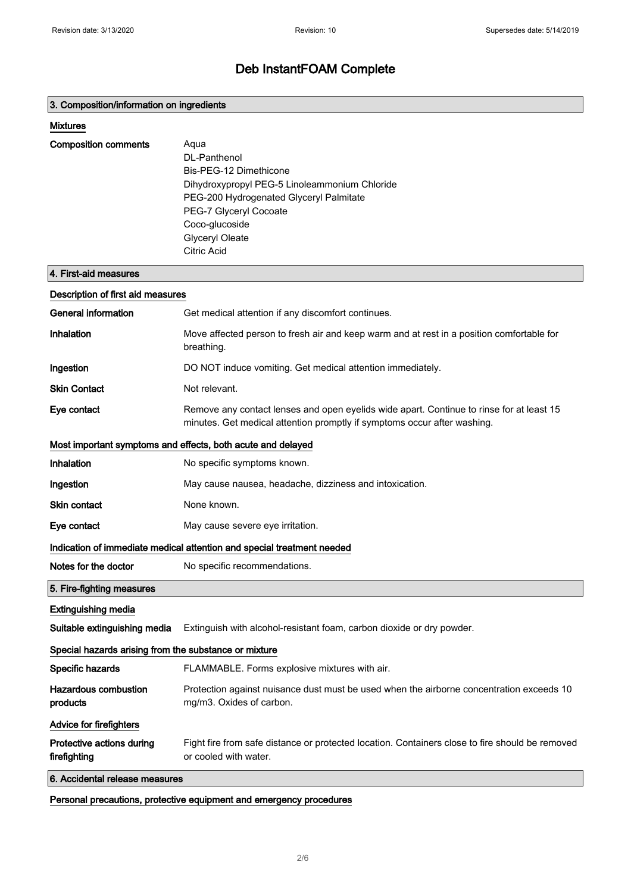# Deb InstantFOAM Complete

## 3. Composition/information on ingredients

### Mixtures

**Composition comments**

Aqua
DL-Panthenol
Bis-PEG-12 Dimethicone
Dihydroxypropyl PEG-5 Linoleammonium Chloride
PEG-200 Hydrogenated Glyceryl Palmitate
PEG-7 Glyceryl Cocoate
Coco-glucoside
Glyceryl Oleate
Citric Acid

## 4. First-aid measures

### Description of first aid measures

**General information** Get medical attention if any discomfort continues.

**Inhalation** Move affected person to fresh air and keep warm and at rest in a position comfortable for breathing.

**Ingestion** DO NOT induce vomiting. Get medical attention immediately.

**Skin Contact** Not relevant.

**Eye contact** Remove any contact lenses and open eyelids wide apart. Continue to rinse for at least 15 minutes. Get medical attention promptly if symptoms occur after washing.

### Most important symptoms and effects, both acute and delayed

**Inhalation** No specific symptoms known.

**Ingestion** May cause nausea, headache, dizziness and intoxication.

**Skin contact** None known.

**Eye contact** May cause severe eye irritation.

### Indication of immediate medical attention and special treatment needed

**Notes for the doctor** No specific recommendations.

## 5. Fire-fighting measures

### Extinguishing media

**Suitable extinguishing media** Extinguish with alcohol-resistant foam, carbon dioxide or dry powder.

### Special hazards arising from the substance or mixture

**Specific hazards** FLAMMABLE. Forms explosive mixtures with air.

**Hazardous combustion products** Protection against nuisance dust must be used when the airborne concentration exceeds 10 mg/m3. Oxides of carbon.

### Advice for firefighters

**Protective actions during firefighting** Fight fire from safe distance or protected location. Containers close to fire should be removed or cooled with water.

## 6. Accidental release measures

### Personal precautions, protective equipment and emergency procedures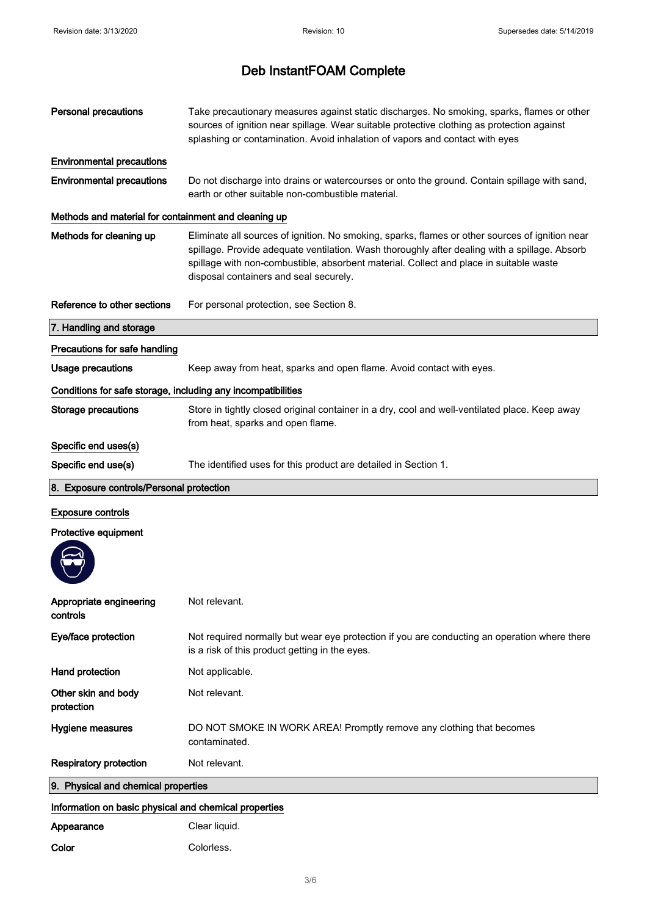# Deb InstantFOAM Complete

| | |
|---|---|
| **Personal precautions** | Take precautionary measures against static discharges. No smoking, sparks, flames or other sources of ignition near spillage. Wear suitable protective clothing as protection against splashing or contamination. Avoid inhalation of vapors and contact with eyes |

### Environmental precautions

| | |
|---|---|
| **Environmental precautions** | Do not discharge into drains or watercourses or onto the ground. Contain spillage with sand, earth or other suitable non-combustible material. |

### Methods and material for containment and cleaning up

| | |
|---|---|
| **Methods for cleaning up** | Eliminate all sources of ignition. No smoking, sparks, flames or other sources of ignition near spillage. Provide adequate ventilation. Wash thoroughly after dealing with a spillage. Absorb spillage with non-combustible, absorbent material. Collect and place in suitable waste disposal containers and seal securely. |
| **Reference to other sections** | For personal protection, see Section 8. |

## 7. Handling and storage

### Precautions for safe handling

| | |
|---|---|
| **Usage precautions** | Keep away from heat, sparks and open flame. Avoid contact with eyes. |

### Conditions for safe storage, including any incompatibilities

| | |
|---|---|
| **Storage precautions** | Store in tightly closed original container in a dry, cool and well-ventilated place. Keep away from heat, sparks and open flame. |

### Specific end uses(s)

| | |
|---|---|
| **Specific end use(s)** | The identified uses for this product are detailed in Section 1. |

## 8. Exposure controls/Personal protection

### Exposure controls

**Protective equipment**

| | |
|---|---|
| **Appropriate engineering controls** | Not relevant. |
| **Eye/face protection** | Not required normally but wear eye protection if you are conducting an operation where there is a risk of this product getting in the eyes. |
| **Hand protection** | Not applicable. |
| **Other skin and body protection** | Not relevant. |
| **Hygiene measures** | DO NOT SMOKE IN WORK AREA! Promptly remove any clothing that becomes contaminated. |
| **Respiratory protection** | Not relevant. |

## 9. Physical and chemical properties

### Information on basic physical and chemical properties

| | |
|---|---|
| **Appearance** | Clear liquid. |
| **Color** | Colorless. |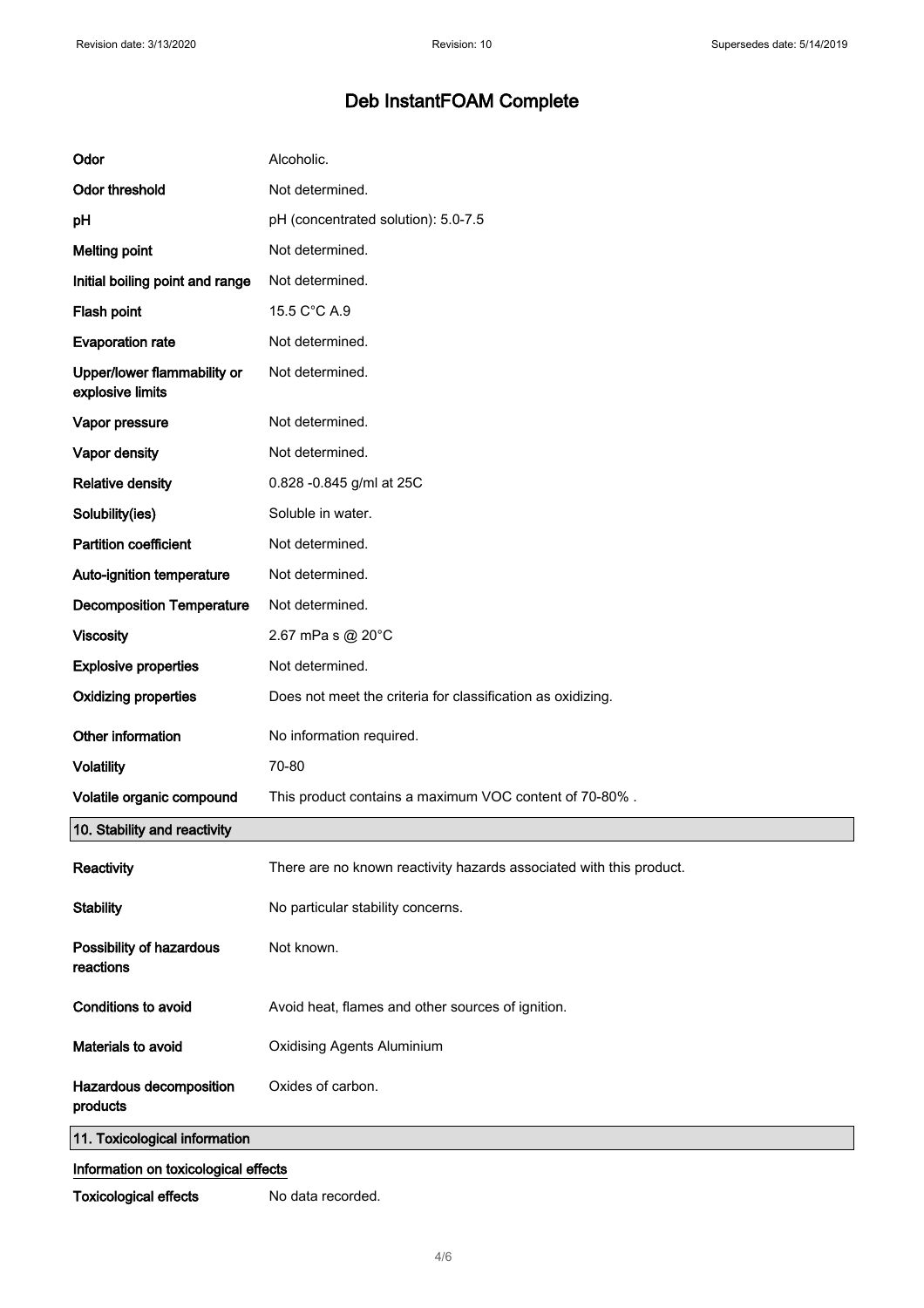# Deb InstantFOAM Complete

| | |
|---|---|
| **Odor** | Alcoholic. |
| **Odor threshold** | Not determined. |
| **pH** | pH (concentrated solution): 5.0-7.5 |
| **Melting point** | Not determined. |
| **Initial boiling point and range** | Not determined. |
| **Flash point** | 15.5 C°C A.9 |
| **Evaporation rate** | Not determined. |
| **Upper/lower flammability or explosive limits** | Not determined. |
| **Vapor pressure** | Not determined. |
| **Vapor density** | Not determined. |
| **Relative density** | 0.828 -0.845 g/ml at 25C |
| **Solubility(ies)** | Soluble in water. |
| **Partition coefficient** | Not determined. |
| **Auto-ignition temperature** | Not determined. |
| **Decomposition Temperature** | Not determined. |
| **Viscosity** | 2.67 mPa s @ 20°C |
| **Explosive properties** | Not determined. |
| **Oxidizing properties** | Does not meet the criteria for classification as oxidizing. |
| **Other information** | No information required. |
| **Volatility** | 70-80 |
| **Volatile organic compound** | This product contains a maximum VOC content of 70-80% . |

## 10. Stability and reactivity

| | |
|---|---|
| **Reactivity** | There are no known reactivity hazards associated with this product. |
| **Stability** | No particular stability concerns. |
| **Possibility of hazardous reactions** | Not known. |
| **Conditions to avoid** | Avoid heat, flames and other sources of ignition. |
| **Materials to avoid** | Oxidising Agents Aluminium |
| **Hazardous decomposition products** | Oxides of carbon. |

## 11. Toxicological information

### Information on toxicological effects

| | |
|---|---|
| **Toxicological effects** | No data recorded. |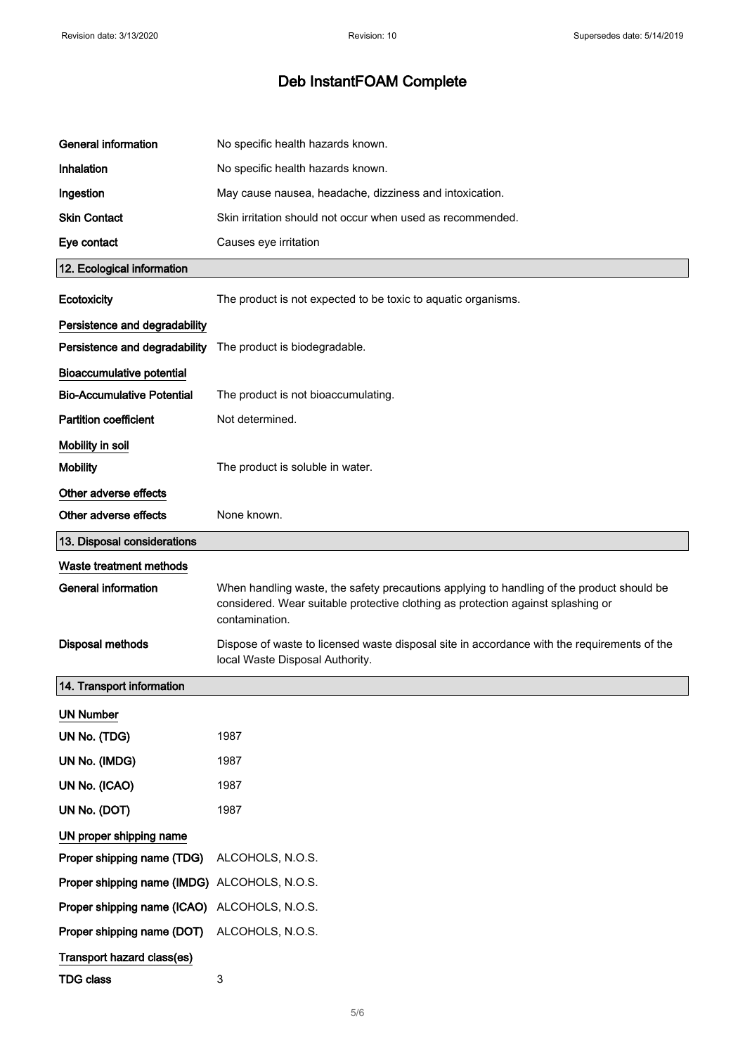# Deb InstantFOAM Complete

| | |
|---|---|
| **General information** | No specific health hazards known. |
| **Inhalation** | No specific health hazards known. |
| **Ingestion** | May cause nausea, headache, dizziness and intoxication. |
| **Skin Contact** | Skin irritation should not occur when used as recommended. |
| **Eye contact** | Causes eye irritation |

## 12. Ecological information

**Ecotoxicity** The product is not expected to be toxic to aquatic organisms.

**Persistence and degradability**

**Persistence and degradability** The product is biodegradable.

**Bioaccumulative potential**

**Bio-Accumulative Potential** The product is not bioaccumulating.

**Partition coefficient** Not determined.

**Mobility in soil**

**Mobility** The product is soluble in water.

**Other adverse effects**

**Other adverse effects** None known.

## 13. Disposal considerations

**Waste treatment methods**

**General information** When handling waste, the safety precautions applying to handling of the product should be considered. Wear suitable protective clothing as protection against splashing or contamination.

**Disposal methods** Dispose of waste to licensed waste disposal site in accordance with the requirements of the local Waste Disposal Authority.

## 14. Transport information

**UN Number**

| | |
|---|---|
| **UN No. (TDG)** | 1987 |
| **UN No. (IMDG)** | 1987 |
| **UN No. (ICAO)** | 1987 |
| **UN No. (DOT)** | 1987 |

**UN proper shipping name**

| | |
|---|---|
| **Proper shipping name (TDG)** | ALCOHOLS, N.O.S. |
| **Proper shipping name (IMDG)** | ALCOHOLS, N.O.S. |
| **Proper shipping name (ICAO)** | ALCOHOLS, N.O.S. |
| **Proper shipping name (DOT)** | ALCOHOLS, N.O.S. |

**Transport hazard class(es)**

| | |
|---|---|
| **TDG class** | 3 |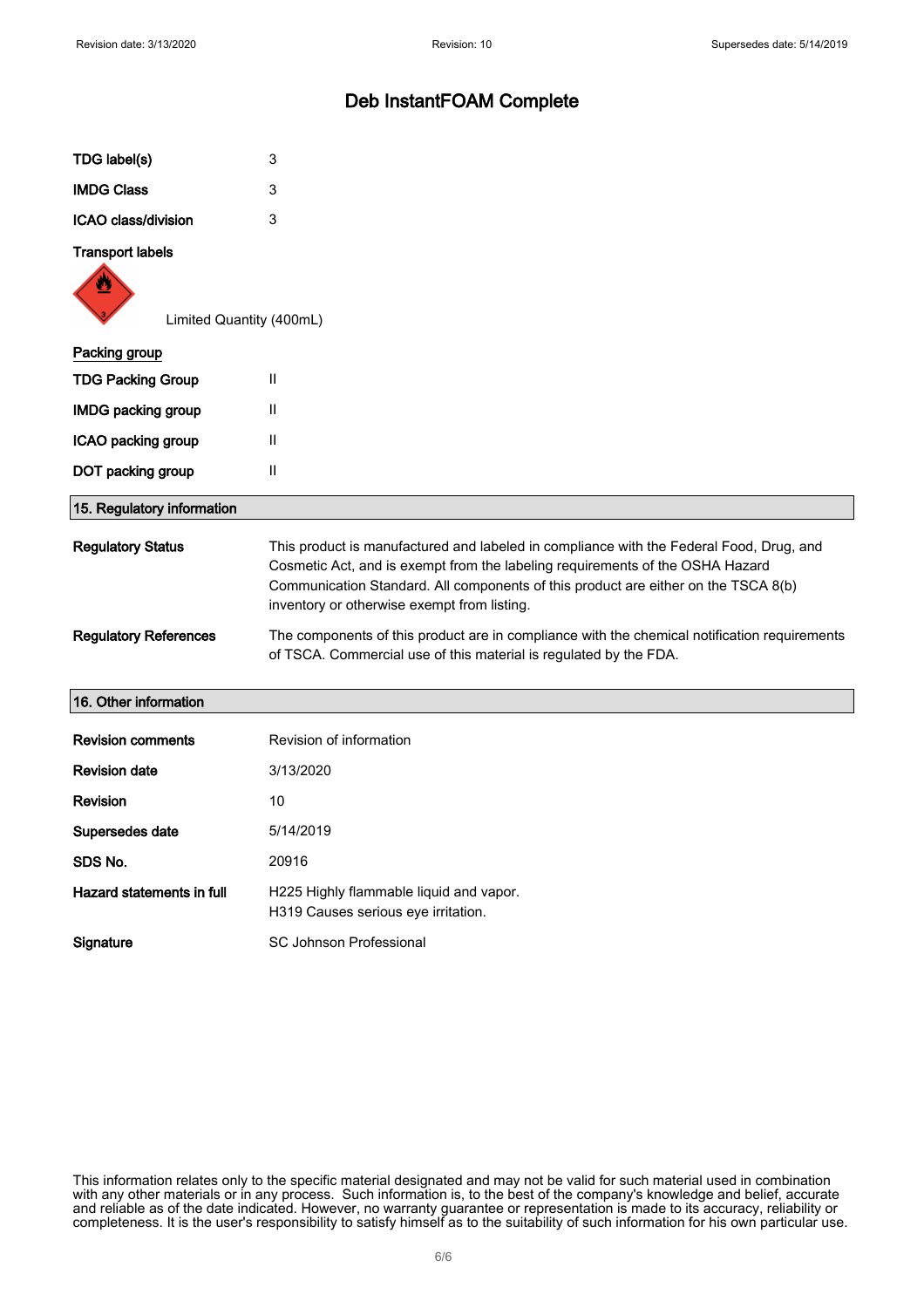# Deb InstantFOAM Complete

| | |
|---|---|
| **TDG label(s)** | 3 |
| **IMDG Class** | 3 |
| **ICAO class/division** | 3 |

**Transport labels**

Limited Quantity (400mL)

**Packing group**

| | |
|---|---|
| **TDG Packing Group** | II |
| **IMDG packing group** | II |
| **ICAO packing group** | II |
| **DOT packing group** | II |

## 15. Regulatory information

**Regulatory Status**

This product is manufactured and labeled in compliance with the Federal Food, Drug, and Cosmetic Act, and is exempt from the labeling requirements of the OSHA Hazard Communication Standard. All components of this product are either on the TSCA 8(b) inventory or otherwise exempt from listing.

**Regulatory References**

The components of this product are in compliance with the chemical notification requirements of TSCA. Commercial use of this material is regulated by the FDA.

## 16. Other information

| | |
|---|---|
| **Revision comments** | Revision of information |
| **Revision date** | 3/13/2020 |
| **Revision** | 10 |
| **Supersedes date** | 5/14/2019 |
| **SDS No.** | 20916 |
| **Hazard statements in full** | H225 Highly flammable liquid and vapor.<br>H319 Causes serious eye irritation. |
| **Signature** | SC Johnson Professional |

This information relates only to the specific material designated and may not be valid for such material used in combination with any other materials or in any process. Such information is, to the best of the company's knowledge and belief, accurate and reliable as of the date indicated. However, no warranty guarantee or representation is made to its accuracy, reliability or completeness. It is the user's responsibility to satisfy himself as to the suitability of such information for his own particular use.